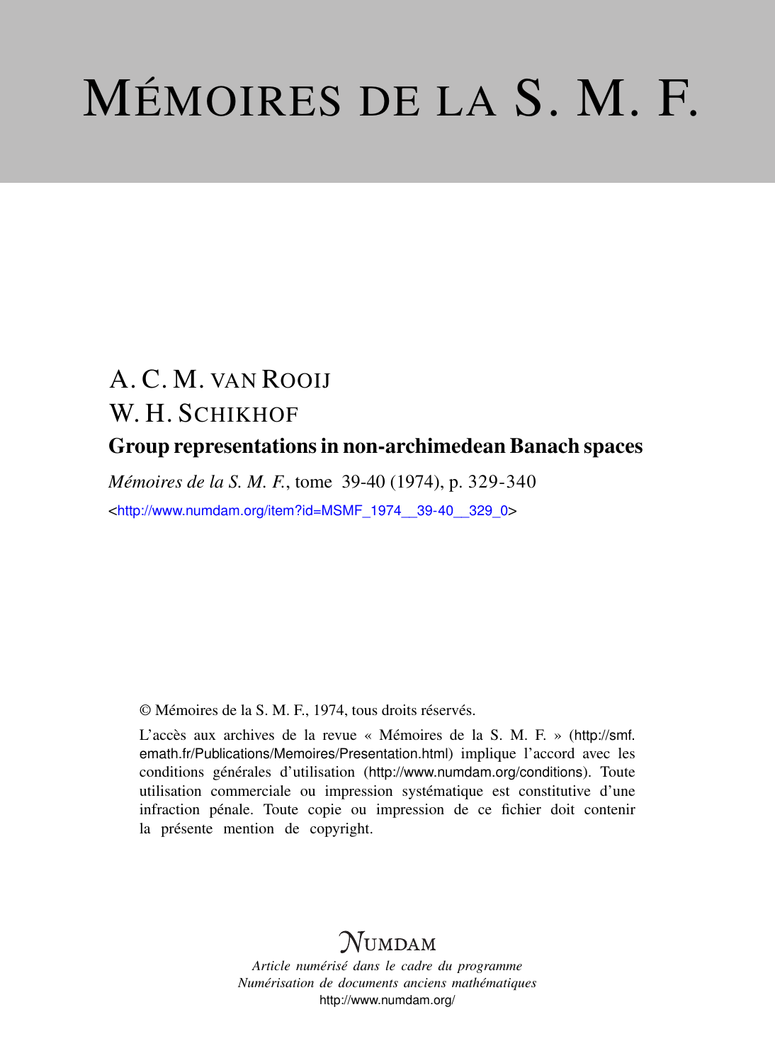# Mémoires de la S. M. F.

A. C. M. van Rooij

W. H. Schikhof

## Group representations in non-archimedean Banach spaces

*Mémoires de la S. M. F.*, tome 39-40 (1974), p. 329-340

<http://www.numdam.org/item?id=MSMF_1974__39-40__329_0>

© Mémoires de la S. M. F., 1974, tous droits réservés.

L'accès aux archives de la revue « Mémoires de la S. M. F. » (http://smf.emath.fr/Publications/Memoires/Presentation.html) implique l'accord avec les conditions générales d'utilisation (http://www.numdam.org/conditions). Toute utilisation commerciale ou impression systématique est constitutive d'une infraction pénale. Toute copie ou impression de ce fichier doit contenir la présente mention de copyright.

*Article numérisé dans le cadre du programme*
*Numérisation de documents anciens mathématiques*
http://www.numdam.org/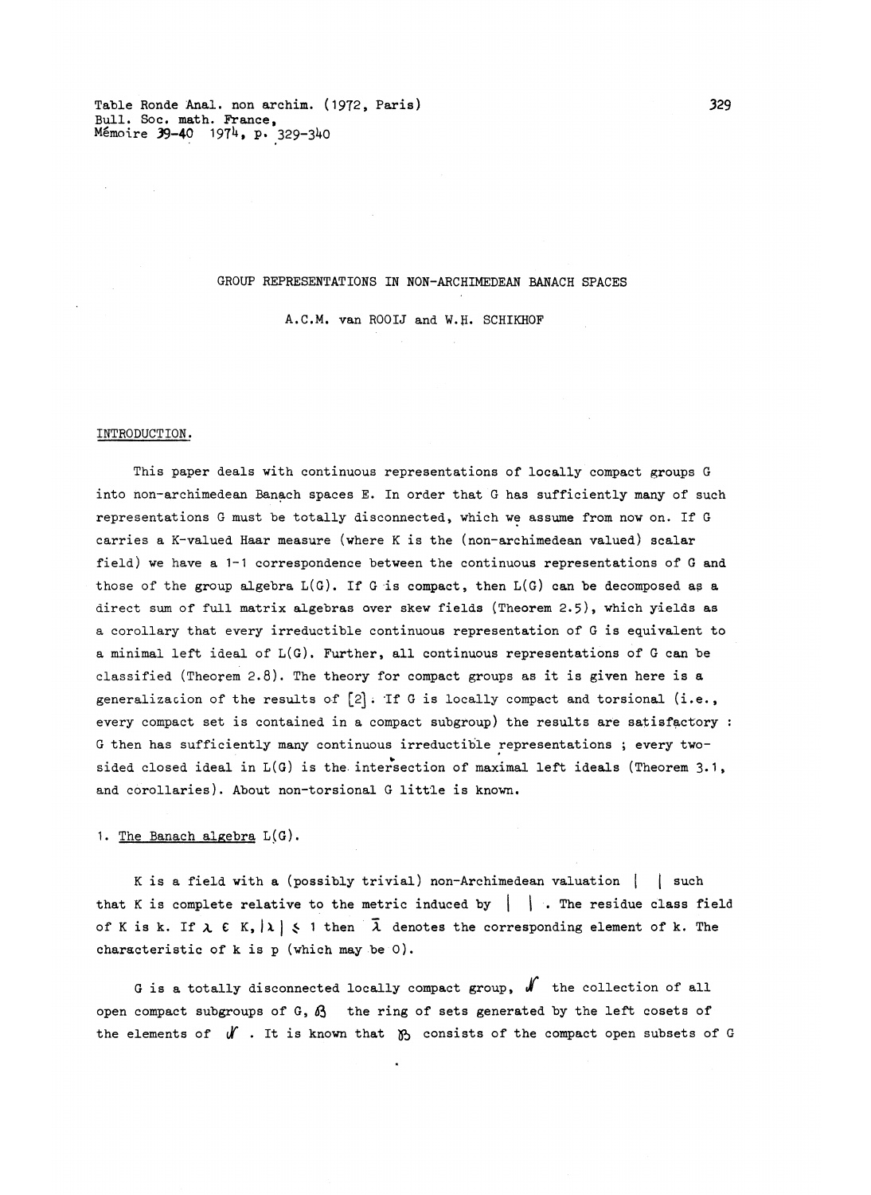GROUP REPRESENTATIONS IN NON-ARCHIMEDEAN BANACH SPACES

A.C.M. van ROOIJ and W.H. SCHIKHOF

INTRODUCTION.

This paper deals with continuous representations of locally compact groups G into non-archimedean Banach spaces E. In order that G has sufficiently many of such representations G must be totally disconnected, which we assume from now on. If G carries a K-valued Haar measure (where K is the (non-archimedean valued) scalar field) we have a 1-1 correspondence between the continuous representations of G and those of the group algebra L(G). If G is compact, then L(G) can be decomposed as a direct sum of full matrix algebras over skew fields (Theorem 2.5), which yields as a corollary that every irreducible continuous representation of G is equivalent to a minimal left ideal of L(G). Further, all continuous representations of G can be classified (Theorem 2.8). The theory for compact groups as it is given here is a generalizacion of the results of [2]. If G is locally compact and torsional (i.e., every compact set is contained in a compact subgroup) the results are satisfactory : G then has sufficiently many continuous irreductible representations ; every two-sided closed ideal in L(G) is the intersection of maximal left ideals (Theorem 3.1, and corollaries). About non-torsional G little is known.

1. The Banach algebra L(G).

K is a field with a (possibly trivial) non-Archimedean valuation $|\ \ |$ such that K is complete relative to the metric induced by $|\ \ |$. The residue class field of K is k. If $\lambda \in K, |\lambda| \leq 1$ then $\bar{\lambda}$ denotes the corresponding element of k. The characteristic of k is p (which may be 0).

G is a totally disconnected locally compact group, $\mathcal{N}$ the collection of all open compact subgroups of G, $\mathcal{B}$ the ring of sets generated by the left cosets of the elements of $\mathcal{N}$. It is known that $\mathcal{B}$ consists of the compact open subsets of G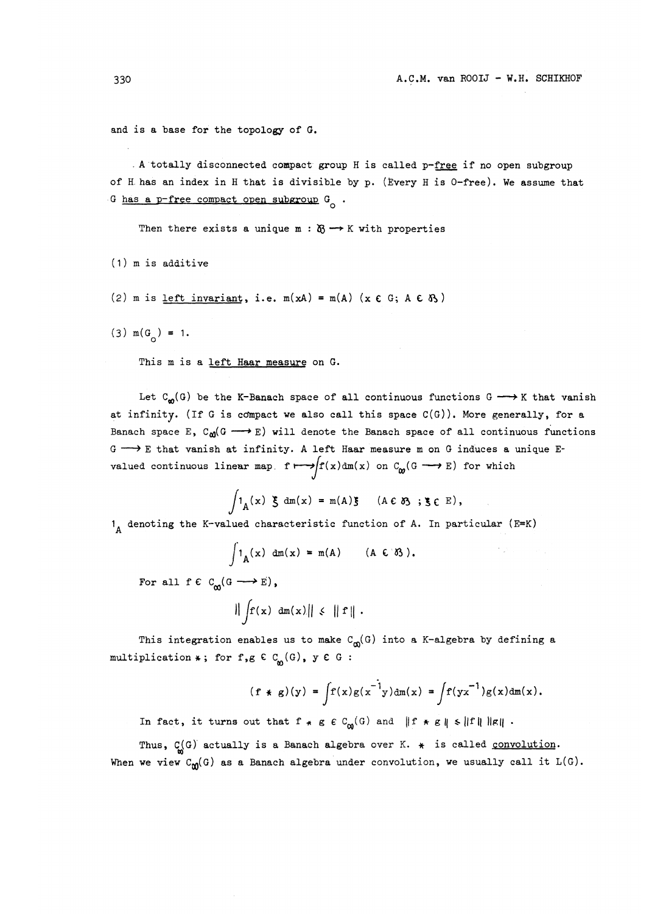and is a base for the topology of G.

A totally disconnected compact group H is called <u>p-free</u> if no open subgroup of H has an index in H that is divisible by p. (Every H is 0-free). We assume that G <u>has a p-free compact open subgroup</u> $G_o$ .

Then there exists a unique $m : \mathcal{B} \longrightarrow K$ with properties

(1) m is additive

(2) m is <u>left invariant</u>, i.e. $m(xA) = m(A)$ $(x \in G;\ A \in \mathcal{B})$

(3) $m(G_o) = 1$.

This m is a <u>left Haar measure</u> on G.

Let $C_\infty(G)$ be the K-Banach space of all continuous functions $G \longrightarrow K$ that vanish at infinity. (If G is compact we also call this space $C(G)$). More generally, for a Banach space E, $C_\infty(G \longrightarrow E)$ will denote the Banach space of all continuous functions $G \longrightarrow E$ that vanish at infinity. A left Haar measure m on G induces a unique E-valued continuous linear map $f \longmapsto \int f(x)\,dm(x)$ on $C_\infty(G \longrightarrow E)$ for which

$$\int 1_A(x)\ \xi\ dm(x) = m(A)\xi \qquad (A \in \mathcal{B}\ ; \xi \in E),$$

$1_A$ denoting the K-valued characteristic function of A. In particular (E=K)

$$\int 1_A(x)\ dm(x) = m(A) \qquad (A \in \mathcal{B}).$$

For all $f \in C_\infty(G \longrightarrow E)$,

$$\left\| \int f(x)\ dm(x) \right\| \leqslant \| f \| .$$

This integration enables us to make $C_\infty(G)$ into a K-algebra by defining a multiplication $*$; for $f,g \in C_\infty(G)$, $y \in G$ :

$$(f * g)(y) = \int f(x)g(x^{-1}y)dm(x) = \int f(yx^{-1})g(x)dm(x).$$

In fact, it turns out that $f * g \in C_\infty(G)$ and $\|f * g\| \leqslant \|f\|\,\|g\|$ .

Thus, $C_\infty(G)$ actually is a Banach algebra over K. $*$ is called <u>convolution</u>. When we view $C_\infty(G)$ as a Banach algebra under convolution, we usually call it $L(G)$.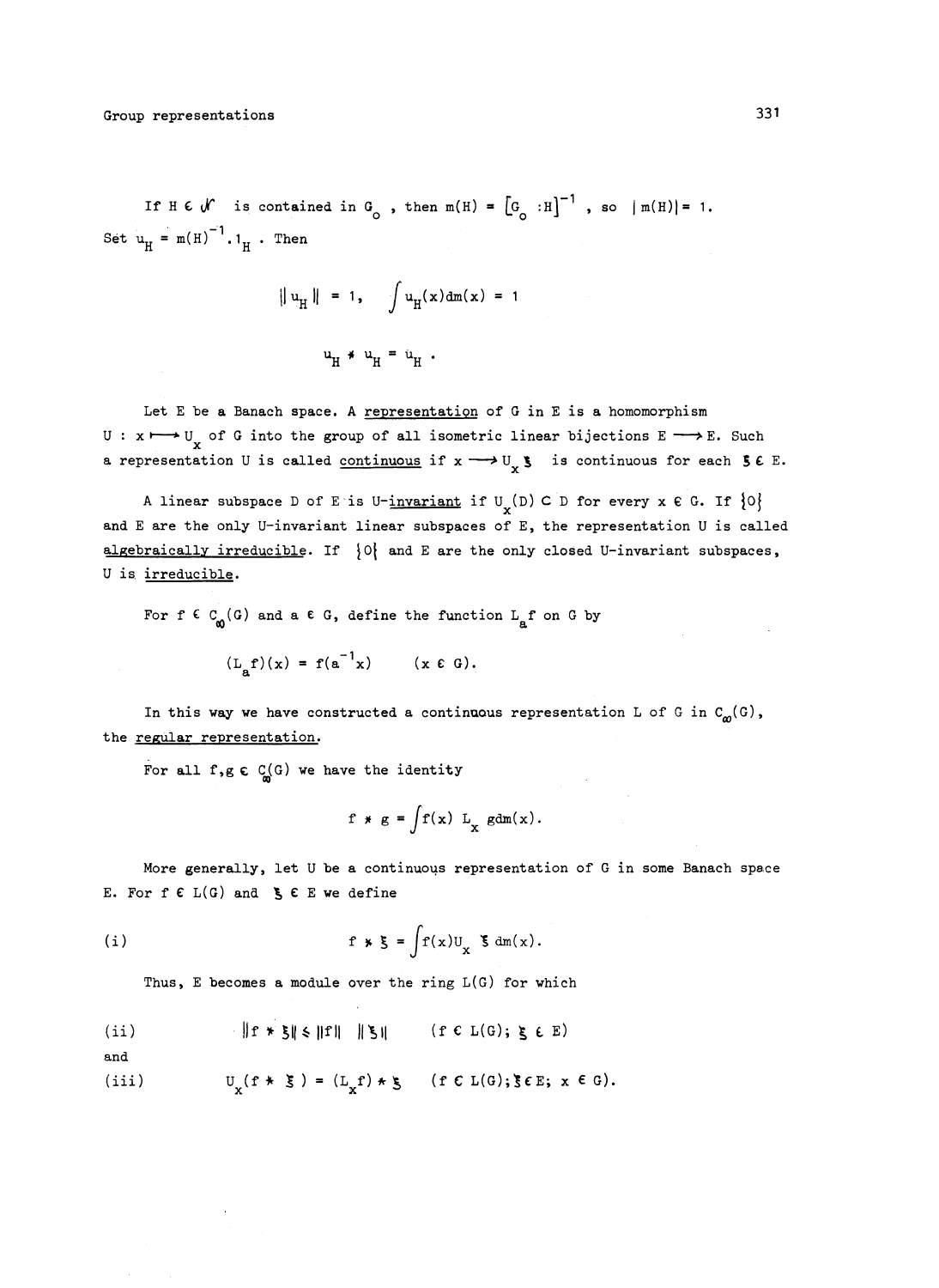If $H \in \mathcal{N}$ is contained in $G_o$, then $m(H) = [G_o : H]^{-1}$, so $|m(H)| = 1$. Set $u_H = m(H)^{-1}.1_H$. Then

$$\| u_H \| = 1, \quad \int u_H(x) dm(x) = 1$$

$$u_H * u_H = u_H .$$

Let E be a Banach space. A <u>representation</u> of G in E is a homomorphism $U : x \longmapsto U_x$ of G into the group of all isometric linear bijections $E \longrightarrow E$. Such a representation U is called <u>continuous</u> if $x \longrightarrow U_x \xi$ is continuous for each $\xi \in E$.

A linear subspace D of E is U-<u>invariant</u> if $U_x(D) \subset D$ for every $x \in G$. If $\{0\}$ and E are the only U-invariant linear subspaces of E, the representation U is called <u>algebraically irreducible</u>. If $\{0\}$ and E are the only closed U-invariant subspaces, U is <u>irreducible</u>.

For $f \in C_\infty(G)$ and $a \in G$, define the function $L_a f$ on G by

$$(L_a f)(x) = f(a^{-1}x) \qquad (x \in G).$$

In this way we have constructed a continuous representation L of G in $C_\infty(G)$, the <u>regular representation</u>.

For all $f,g \in C_\infty(G)$ we have the identity

$$f * g = \int f(x) \, L_x \, g dm(x).$$

More generally, let U be a continuous representation of G in some Banach space E. For $f \in L(G)$ and $\xi \in E$ we define

$$\text{(i)} \qquad f * \xi = \int f(x) U_x \, \xi \, dm(x).$$

Thus, E becomes a module over the ring L(G) for which

$$\text{(ii)} \qquad \|f * \xi\| \leq \|f\| \ \|\xi\| \qquad (f \in L(G); \ \xi \in E)$$

and

$$\text{(iii)} \qquad U_x(f * \xi) = (L_x f) * \xi \qquad (f \in L(G); \xi \in E; \ x \in G).$$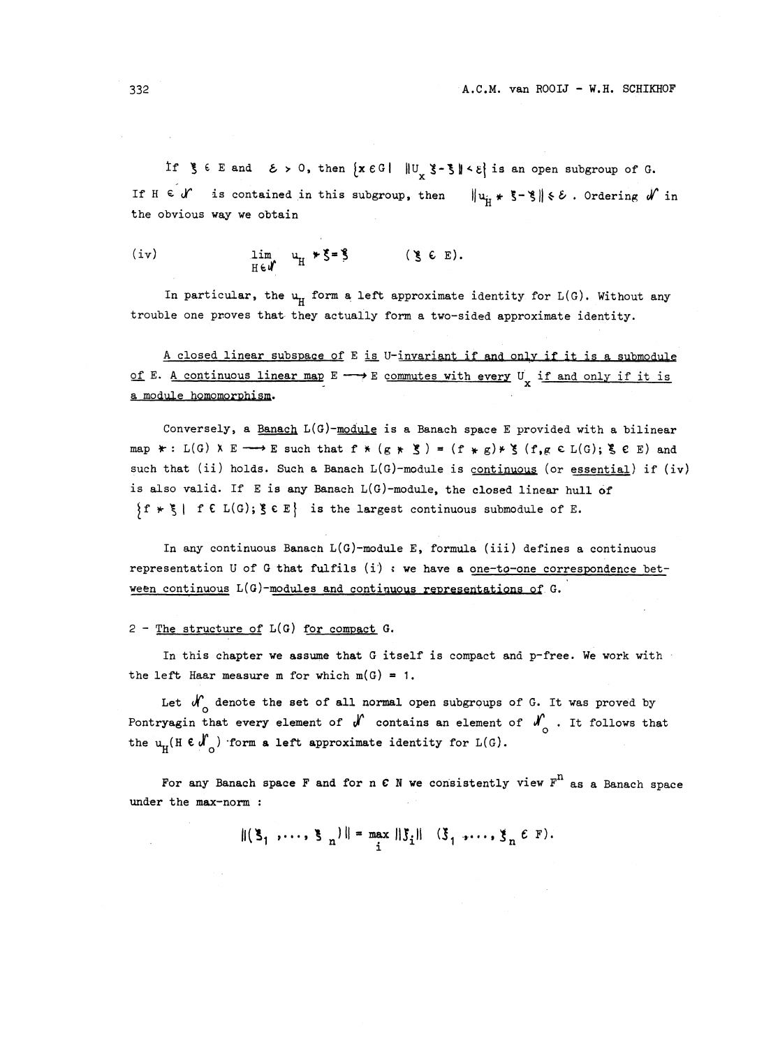If $\xi \in E$ and $\varepsilon > 0$, then $\{x \in G \mid \|U_x \xi - \xi\| < \varepsilon\}$ is an open subgroup of G. If $H \in \mathcal{N}$ is contained in this subgroup, then $\|u_H * \xi - \xi\| \leq \varepsilon$. Ordering $\mathcal{N}$ in the obvious way we obtain

$$\text{(iv)} \qquad \lim_{H \in \mathcal{N}} u_H * \xi = \xi \qquad (\xi \in E).$$

In particular, the $u_H$ form a left approximate identity for L(G). Without any trouble one proves that they actually form a two-sided approximate identity.

<u>A closed linear subspace of E is U-invariant if and only if it is a submodule of E. A continuous linear map $E \longrightarrow E$ commutes with every $U_x$ if and only if it is a module homomorphism.</u>

Conversely, a <u>Banach</u> L(G)-<u>module</u> is a Banach space E provided with a bilinear map $* : L(G) \times E \longrightarrow E$ such that $f * (g * \xi) = (f * g) * \xi$ $(f, g \in L(G); \xi \in E)$ and such that (ii) holds. Such a Banach L(G)-module is <u>continuous</u> (or <u>essential</u>) if (iv) is also valid. If E is any Banach L(G)-module, the closed linear hull of $\{f * \xi \mid f \in L(G); \xi \in E\}$ is the largest continuous submodule of E.

In any continuous Banach L(G)-module E, formula (iii) defines a continuous representation U of G that fulfils (i) : we have a <u>one-to-one correspondence between continuous</u> L(G)-<u>modules and continuous representations of</u> G.

## 2 - <u>The structure of</u> L(G) <u>for compact</u> G.

In this chapter we assume that G itself is compact and p-free. We work with the left Haar measure m for which m(G) = 1.

Let $\mathcal{N}_0$ denote the set of all normal open subgroups of G. It was proved by Pontryagin that every element of $\mathcal{N}$ contains an element of $\mathcal{N}_0$. It follows that the $u_H (H \in \mathcal{N}_0)$ form a left approximate identity for L(G).

For any Banach space F and for $n \in \mathbb{N}$ we consistently view $F^n$ as a Banach space under the max-norm :

$$\|(\xi_1, \ldots, \xi_n)\| = \max_i \|\xi_i\| \quad (\xi_1, \ldots, \xi_n \in F).$$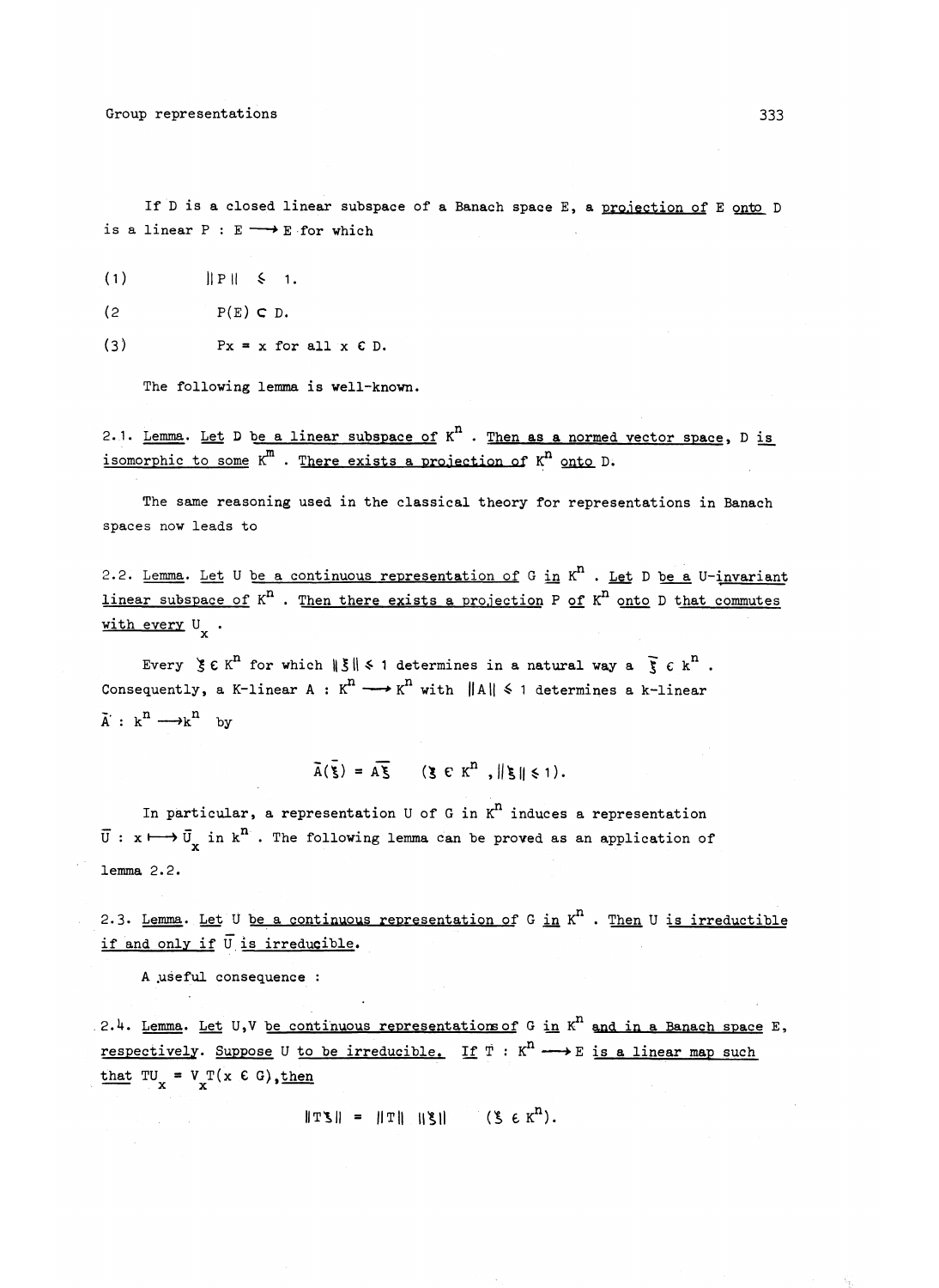If D is a closed linear subspace of a Banach space E, a *projection of* E *onto* D is a linear $P : E \longrightarrow E$ for which

(1) $\|P\| \leqslant 1$.

(2 $P(E) \subset D$.

(3) $Px = x$ for all $x \in D$.

The following lemma is well-known.

2.1. *Lemma. Let* D *be a linear subspace of* $K^n$ . *Then as a normed vector space,* D *is isomorphic to some* $K^m$ . *There exists a projection of* $K^n$ *onto* D.

The same reasoning used in the classical theory for representations in Banach spaces now leads to

2.2. *Lemma. Let* U *be a continuous representation of* G *in* $K^n$ . *Let* D *be a* U-*invariant linear subspace of* $K^n$ . *Then there exists a projection* P *of* $K^n$ *onto* D *that commutes with every* $U_x$ .

Every $\xi \in K^n$ for which $\|\xi\| \leqslant 1$ determines in a natural way a $\bar{\xi} \in k^n$ . Consequently, a K-linear $A : K^n \longrightarrow K^n$ with $\|A\| \leqslant 1$ determines a k-linear $\bar{A} : k^n \longrightarrow k^n$ by

$$\bar{A}(\bar{\xi}) = \overline{A\xi} \qquad (\xi \in K^n , \|\xi\| \leqslant 1).$$

In particular, a representation U of G in $K^n$ induces a representation $\bar{U} : x \longmapsto \bar{U}_x$ in $k^n$ . The following lemma can be proved as an application of lemma 2.2.

2.3. *Lemma. Let* U *be a continuous representation of* G *in* $K^n$ . *Then* U *is irreductible if and only if* $\bar{U}$ *is irreducible.*

A useful consequence :

2.4. *Lemma. Let* U,V *be continuous representations of* G *in* $K^n$ *and in a Banach space* E, *respectively. Suppose* U *to be irreducible. If* $T : K^n \longrightarrow E$ *is a linear map such that* $TU_x = V_xT (x \in G)$, *then*

$$\|T\xi\| = \|T\| \; \|\xi\| \qquad (\xi \in K^n).$$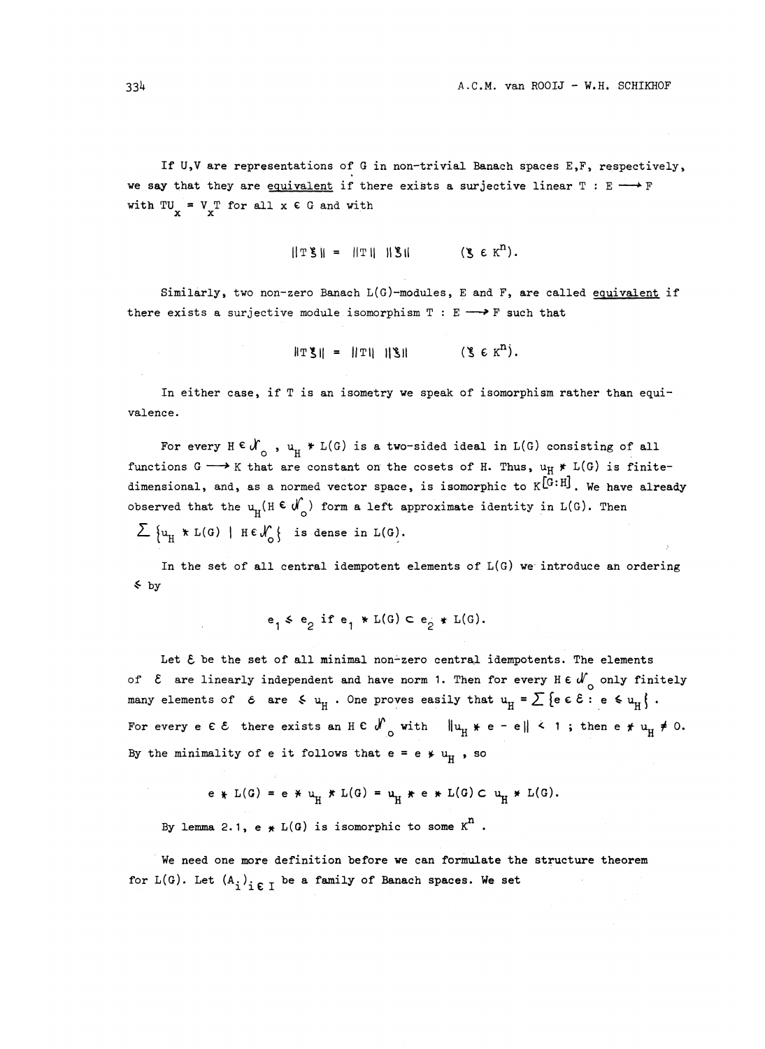If U,V are representations of G in non-trivial Banach spaces E,F, respectively, we say that they are equivalent if there exists a surjective linear $T : E \longrightarrow F$ with $TU_x = V_x T$ for all $x \in G$ and with

$$\|T\xi\| = \|T\| \ \|\xi\| \qquad (\xi \in K^n).$$

Similarly, two non-zero Banach L(G)-modules, E and F, are called equivalent if there exists a surjective module isomorphism $T : E \longrightarrow F$ such that

$$\|T\xi\| = \|T\| \ \|\xi\| \qquad (\xi \in K^n).$$

In either case, if T is an isometry we speak of isomorphism rather than equivalence.

For every $H \in \mathcal{N}_o$, $u_H * L(G)$ is a two-sided ideal in L(G) consisting of all functions $G \longrightarrow K$ that are constant on the cosets of H. Thus, $u_H * L(G)$ is finite-dimensional, and, as a normed vector space, is isomorphic to $K^{[G:H]}$. We have already observed that the $u_H (H \in \mathcal{N}_o)$ form a left approximate identity in L(G). Then $\sum \{u_H * L(G) \mid H \in \mathcal{N}_o\}$ is dense in L(G).

In the set of all central idempotent elements of L(G) we introduce an ordering $\leqslant$ by

$$e_1 \leqslant e_2 \text{ if } e_1 * L(G) \subset e_2 * L(G).$$

Let $\mathcal{E}$ be the set of all minimal non-zero central idempotents. The elements of $\mathcal{E}$ are linearly independent and have norm 1. Then for every $H \in \mathcal{N}_o$ only finitely many elements of $\mathcal{E}$ are $\leqslant u_H$. One proves easily that $u_H = \sum \{e \in \mathcal{E} : e \leqslant u_H\}$. For every $e \in \mathcal{E}$ there exists an $H \in \mathcal{N}_o$ with $\|u_H * e - e\| < 1$ ; then $e * u_H \neq 0$. By the minimality of e it follows that $e = e * u_H$, so

$$e * L(G) = e * u_H * L(G) = u_H * e * L(G) \subset u_H * L(G).$$

By lemma 2.1, $e * L(G)$ is isomorphic to some $K^n$.

We need one more definition before we can formulate the structure theorem for L(G). Let $(A_i)_{i \in I}$ be a family of Banach spaces. We set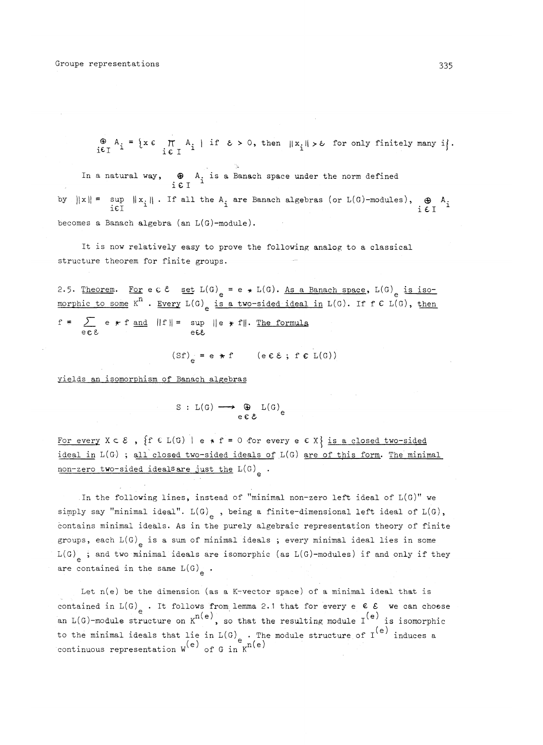$$\bigoplus_{i \in I} A_i = \{x \in \prod_{i \in I} A_i \mid \text{if } \varepsilon > 0, \text{ then } \|x_i\| > \varepsilon \text{ for only finitely many } i\}.$$

In a natural way, $\bigoplus_{i \in I} A_i$ is a Banach space under the norm defined by $\|x\| = \sup_{i \in I} \|x_i\|$. If all the $A_i$ are Banach algebras (or $L(G)$-modules), $\bigoplus_{i \in I} A_i$ becomes a Banach algebra (an $L(G)$-module).

It is now relatively easy to prove the following analog to a classical structure theorem for finite groups.

2.5. Theorem. *For $e \in \mathcal{E}$ set $L(G)_e = e * L(G)$. As a Banach space, $L(G)_e$ is isomorphic to some $K^n$. Every $L(G)_e$ is a two-sided ideal in $L(G)$. If $f \in L(G)$, then $f = \sum_{e \in \mathcal{E}} e * f$ and $\|f\| = \sup_{e \in \mathcal{E}} \|e * f\|$. The formula*

$$(Sf)_e = e * f \qquad (e \in \mathcal{E} \; ; \; f \in L(G))$$

*yields an isomorphism of Banach algebras*

$$S : L(G) \longrightarrow \bigoplus_{e \in \mathcal{E}} L(G)_e$$

*For every $X \subset \mathcal{E}$, $\{f \in L(G) \mid e * f = 0 \text{ for every } e \in X\}$ is a closed two-sided ideal in $L(G)$ ; all closed two-sided ideals of $L(G)$ are of this form. The minimal non-zero two-sided ideals are just the $L(G)_e$.*

In the following lines, instead of "minimal non-zero left ideal of $L(G)$" we simply say "minimal ideal". $L(G)_e$, being a finite-dimensional left ideal of $L(G)$, contains minimal ideals. As in the purely algebraic representation theory of finite groups, each $L(G)_e$ is a sum of minimal ideals ; every minimal ideal lies in some $L(G)_e$ ; and two minimal ideals are isomorphic (as $L(G)$-modules) if and only if they are contained in the same $L(G)_e$.

Let $n(e)$ be the dimension (as a $K$-vector space) of a minimal ideal that is contained in $L(G)_e$. It follows from lemma 2.1 that for every $e \in \mathcal{E}$ we can choose an $L(G)$-module structure on $K^{n(e)}$, so that the resulting module $I^{(e)}$ is isomorphic to the minimal ideals that lie in $L(G)_e$. The module structure of $I^{(e)}$ induces a continuous representation $W^{(e)}$ of $G$ in $K^{n(e)}$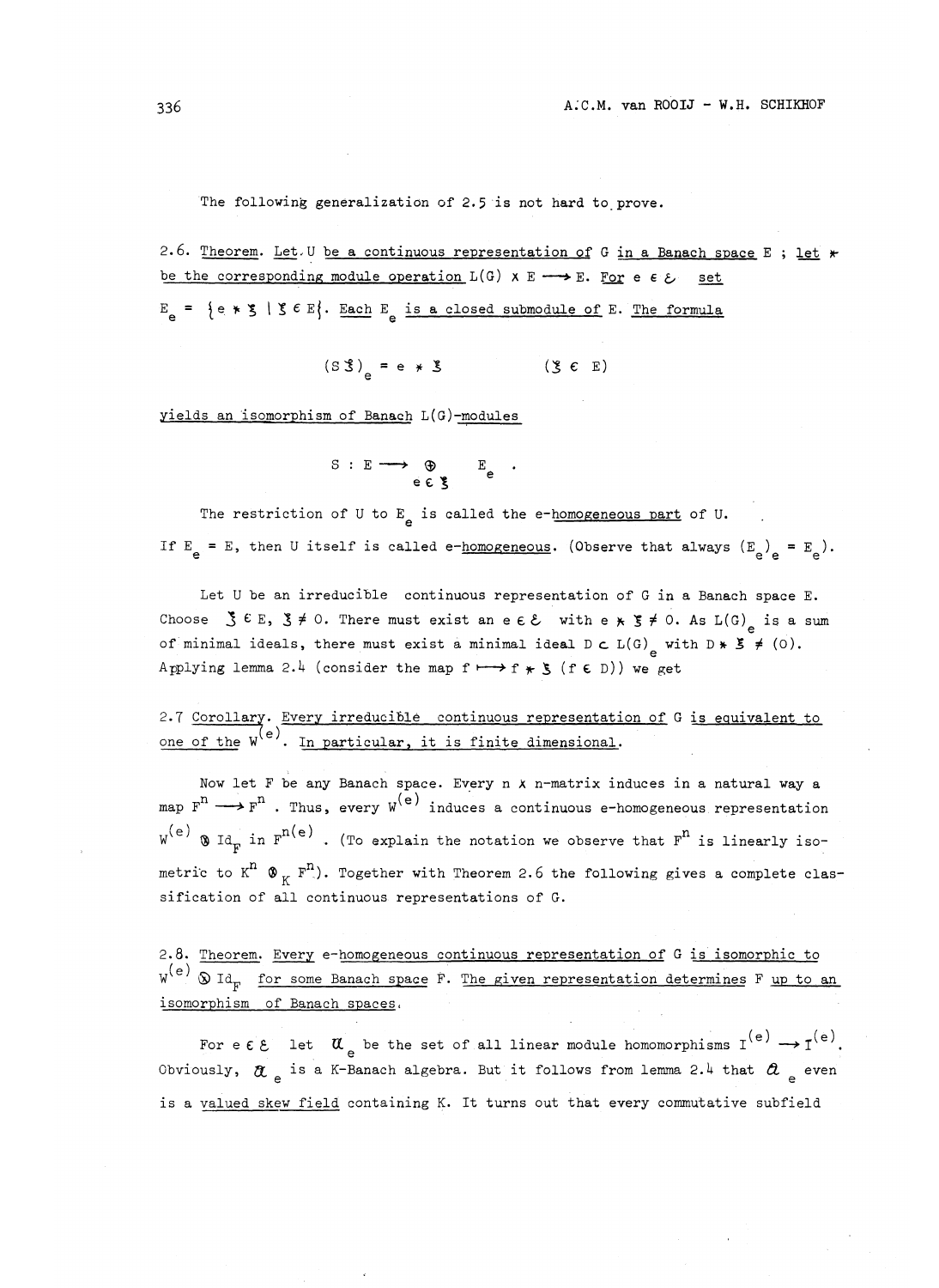The following generalization of 2.5 is not hard to prove.

2.6. Theorem. Let $U$ be a continuous representation of $G$ in a Banach space $E$ ; let $*$ be the corresponding module operation $L(G) \times E \longrightarrow E$. For $e \in \mathcal{E}$ set $E_e = \{e * \xi \mid \xi \in E\}$. Each $E_e$ is a closed submodule of $E$. The formula

$$(S\xi)_e = e * \xi \qquad\qquad (\xi \in E)$$

yields an isomorphism of Banach $L(G)$-modules

$$S : E \longrightarrow \bigoplus_{e \in \mathcal{E}} E_e \; .$$

The restriction of $U$ to $E_e$ is called the e-homogeneous part of $U$. If $E_e = E$, then $U$ itself is called e-homogeneous. (Observe that always $(E_e)_e = E_e$).

Let $U$ be an irreducible continuous representation of $G$ in a Banach space $E$. Choose $\xi \in E$, $\xi \neq 0$. There must exist an $e \in \mathcal{E}$ with $e * \xi \neq 0$. As $L(G)_e$ is a sum of minimal ideals, there must exist a minimal ideal $D \subset L(G)_e$ with $D * \xi \neq (0)$. Applying lemma 2.4 (consider the map $f \longmapsto f * \xi$ $(f \in D)$) we get

2.7 Corollary. Every irreducible continuous representation of $G$ is equivalent to one of the $W^{(e)}$. In particular, it is finite dimensional.

Now let $F$ be any Banach space. Every $n \times n$-matrix induces in a natural way a map $F^n \longrightarrow F^n$. Thus, every $W^{(e)}$ induces a continuous e-homogeneous representation $W^{(e)} \otimes \mathrm{Id}_F$ in $F^{n(e)}$. (To explain the notation we observe that $F^n$ is linearly isometric to $K^n \otimes_K F^n$). Together with Theorem 2.6 the following gives a complete classification of all continuous representations of $G$.

2.8. Theorem. Every e-homogeneous continuous representation of $G$ is isomorphic to $W^{(e)} \otimes \mathrm{Id}_F$ for some Banach space $F$. The given representation determines $F$ up to an isomorphism of Banach spaces.

For $e \in \mathcal{E}$ let $\mathfrak{A}_e$ be the set of all linear module homomorphisms $I^{(e)} \longrightarrow I^{(e)}$. Obviously, $\mathfrak{A}_e$ is a K-Banach algebra. But it follows from lemma 2.4 that $\mathfrak{A}_e$ even is a valued skew field containing $K$. It turns out that every commutative subfield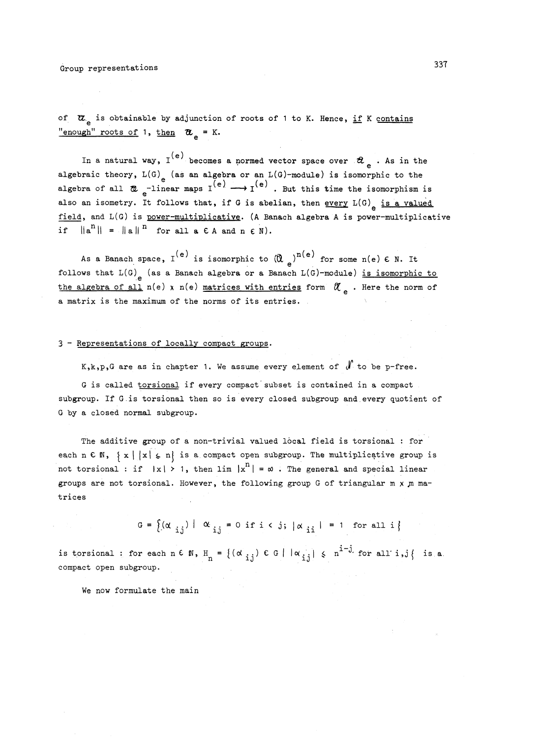of $\mathfrak{A}_e$ is obtainable by adjunction of roots of 1 to K. Hence, <u>if</u> K <u>contains "enough" roots of</u> 1, <u>then</u> $\mathfrak{A}_e = K$.

In a natural way, $I^{(e)}$ becomes a normed vector space over $\mathfrak{A}_e$. As in the algebraic theory, $L(G)_e$ (as an algebra or an $L(G)$-module) is isomorphic to the algebra of all $\mathfrak{A}_e$-linear maps $I^{(e)} \longrightarrow I^{(e)}$. But this time the isomorphism is also an isometry. It follows that, if G is abelian, then <u>every</u> $L(G)_e$ <u>is a valued field</u>, and $L(G)$ is <u>power-multiplicative</u>. (A Banach algebra A is power-multiplicative if $\|a^n\| = \|a\|^n$ for all $a \in A$ and $n \in \mathbb{N}$).

As a Banach space, $I^{(e)}$ is isomorphic to $(\mathfrak{A}_e)^{n(e)}$ for some $n(e) \in \mathbb{N}$. It follows that $L(G)_e$ (as a Banach algebra or a Banach $L(G)$-module) <u>is isomorphic to the algebra of all</u> $n(e) \times n(e)$ <u>matrices with entries</u> form $\mathfrak{A}_e$. Here the norm of a matrix is the maximum of the norms of its entries.

## 3 - <u>Representations of locally compact groups</u>.

K,k,p,G are as in chapter 1. We assume every element of $\mathcal{N}$ to be p-free.

G is called <u>torsional</u> if every compact subset is contained in a compact subgroup. If G is torsional then so is every closed subgroup and every quotient of G by a closed normal subgroup.

The additive group of a non-trivial valued local field is torsional : for each $n \in \mathbb{N}$, $\{ x \mid |x| \leqslant n \}$ is a compact open subgroup. The multiplicative group is not torsional : if $|x| > 1$, then $\lim |x^n| = \infty$. The general and special linear groups are not torsional. However, the following group G of triangular $m \times m$ matrices

$$G = \{(\alpha_{ij}) \mid \alpha_{ij} = 0 \text{ if } i < j;\ |\alpha_{ii}| = 1 \text{ for all } i\}$$

is torsional : for each $n \in \mathbb{N}$, $H_n = \{(\alpha_{ij}) \in G \mid |\alpha_{ij}| \leqslant n^{i-j} \text{ for all } i,j\}$ is a compact open subgroup.

We now formulate the main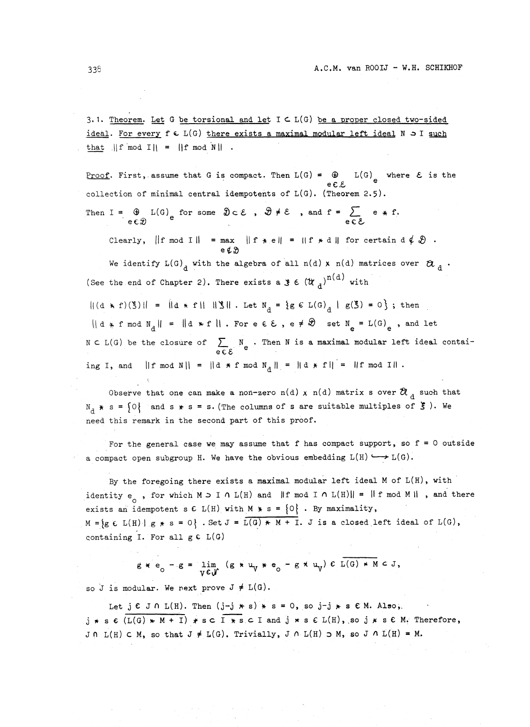**3.1. Theorem.** Let $G$ be torsional and let $I \subset L(G)$ be a proper closed two-sided ideal. For every $f \in L(G)$ there exists a maximal modular left ideal $N \supset I$ such that $\|f \bmod I\| = \|f \bmod N\|$.

Proof. First, assume that $G$ is compact. Then $L(G) = \bigoplus_{e \in \mathcal{E}} L(G)_e$ where $\mathcal{E}$ is the collection of minimal central idempotents of $L(G)$. (Theorem 2.5).

Then $I = \bigoplus_{e \in \mathcal{D}} L(G)_e$ for some $\mathcal{D} \subset \mathcal{E}$, $\mathcal{D} \neq \mathcal{E}$, and $f = \sum_{e \in \mathcal{E}} e * f$.

Clearly, $\|f \bmod I\| = \max_{e \notin \mathcal{D}} \|f * e\| = \|f * d\|$ for certain $d \notin \mathcal{D}$.

We identify $L(G)_d$ with the algebra of all $n(d) \times n(d)$ matrices over $\mathfrak{A}_d$. (See the end of Chapter 2). There exists a $\xi \in (\mathfrak{A}_d)^{n(d)}$ with $\|(d * f)(\xi)\| = \|d * f\| \, \|\xi\|$. Let $N_d = \{g \in L(G)_d \mid g(\xi) = 0\}$; then $\|d * f \bmod N_d\| = \|d * f\|$. For $e \in \mathcal{E}$, $e \neq \mathcal{D}$ set $N_e = L(G)_e$, and let $N \subset L(G)$ be the closure of $\sum_{e \in \mathcal{E}} N_e$. Then $N$ is a maximal modular left ideal containing $I$, and $\|f \bmod N\| = \|d * f \bmod N_d\| = \|d * f\| = \|f \bmod I\|$.

Observe that one can make a non-zero $n(d) \times n(d)$ matrix $s$ over $\mathfrak{A}_d$ such that $N_d * s = \{0\}$ and $s * s = s$. (The columns of $s$ are suitable multiples of $\xi$). We need this remark in the second part of this proof.

For the general case we may assume that $f$ has compact support, so $f = 0$ outside a compact open subgroup $H$. We have the obvious embedding $L(H) \hookrightarrow L(G)$.

By the foregoing there exists a maximal modular left ideal $M$ of $L(H)$, with identity $e_0$, for which $M \supset I \cap L(H)$ and $\|f \bmod I \cap L(H)\| = \|f \bmod M\|$, and there exists an idempotent $s \in L(H)$ with $M * s = \{0\}$. By maximality, $M = \{g \in L(H) \mid g * s = 0\}$. Set $J = \overline{L(G) * M + I}$. $J$ is a closed left ideal of $L(G)$, containing $I$. For all $g \in L(G)$

$$g * e_0 - g = \lim_{V \in \mathcal{V}} (g * u_V * e_0 - g * u_V) \in \overline{L(G) * M} \subset J,$$

so $J$ is modular. We next prove $J \neq L(G)$.

Let $j \in J \cap L(H)$. Then $(j - j * s) * s = 0$, so $j - j * s \in M$. Also, $j * s \in \overline{(L(G) * M + I)} * s \subset \overline{I * s} \subset I$ and $j * s \in L(H)$, so $j * s \in M$. Therefore, $J \cap L(H) \subset M$, so that $J \neq L(G)$. Trivially, $J \cap L(H) \supset M$, so $J \cap L(H) = M$.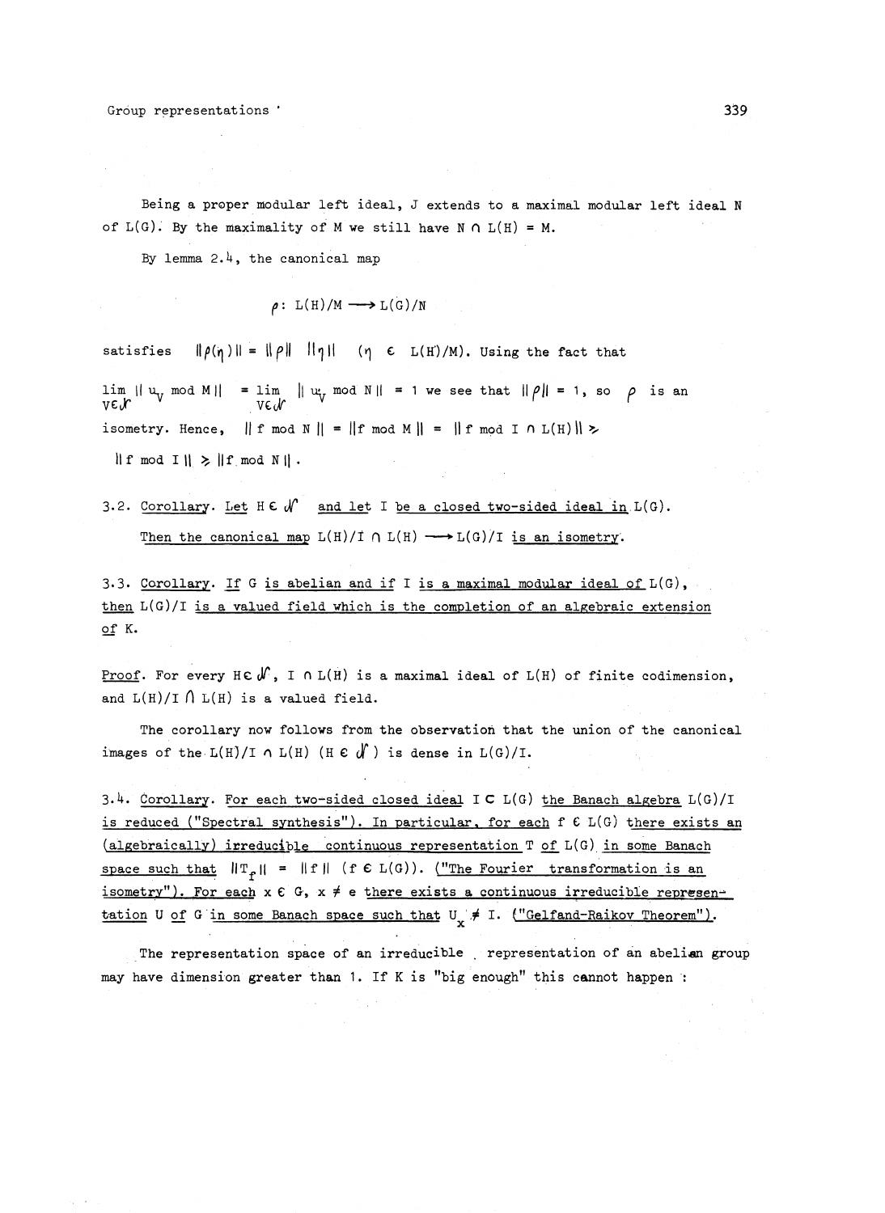Being a proper modular left ideal, J extends to a maximal modular left ideal N of L(G). By the maximality of M we still have $N \cap L(H) = M$.

By lemma 2.4, the canonical map

$$\rho : L(H)/M \longrightarrow L(G)/N$$

satisfies $\|\rho(\eta)\| = \|\rho\| \; \|\eta\|$ $\quad (\eta \in L(H)/M)$. Using the fact that

$\lim_{V \in \mathcal{N}} \| u_V \bmod M\| = \lim_{V \in \mathcal{N}} \| u_V \bmod N\| = 1$ we see that $\|\rho\| = 1$, so $\rho$ is an isometry. Hence, $\| f \bmod N \| = \|f \bmod M \| = \| f \bmod I \cap L(H)\| \geq$ $\|f \bmod I\| \geq \|f \bmod N\|$.

3.2. Corollary. *Let $H \in \mathcal{N}$ and let I be a closed two-sided ideal in L(G). Then the canonical map $L(H)/I \cap L(H) \longrightarrow L(G)/I$ is an isometry.*

3.3. Corollary. *If G is abelian and if I is a maximal modular ideal of L(G), then L(G)/I is a valued field which is the completion of an algebraic extension of K.*

Proof. For every $H \in \mathcal{N}$, $I \cap L(H)$ is a maximal ideal of L(H) of finite codimension, and $L(H)/I \cap L(H)$ is a valued field.

The corollary now follows from the observation that the union of the canonical images of the $L(H)/I \cap L(H)$ $(H \in \mathcal{N})$ is dense in L(G)/I.

3.4. Corollary. *For each two-sided closed ideal $I \subset L(G)$ the Banach algebra L(G)/I is reduced ("Spectral synthesis"). In particular, for each $f \in L(G)$ there exists an (algebraically) irreducible continuous representation T of L(G) in some Banach space such that $\|T_f\| = \|f\|$ $(f \in L(G))$. ("The Fourier transformation is an isometry"). For each $x \in G$, $x \neq e$ there exists a continuous irreducible representation U of G in some Banach space such that $U_x \neq I$. ("Gelfand-Raikov Theorem").*

The representation space of an irreducible representation of an abelian group may have dimension greater than 1. If K is "big enough" this cannot happen :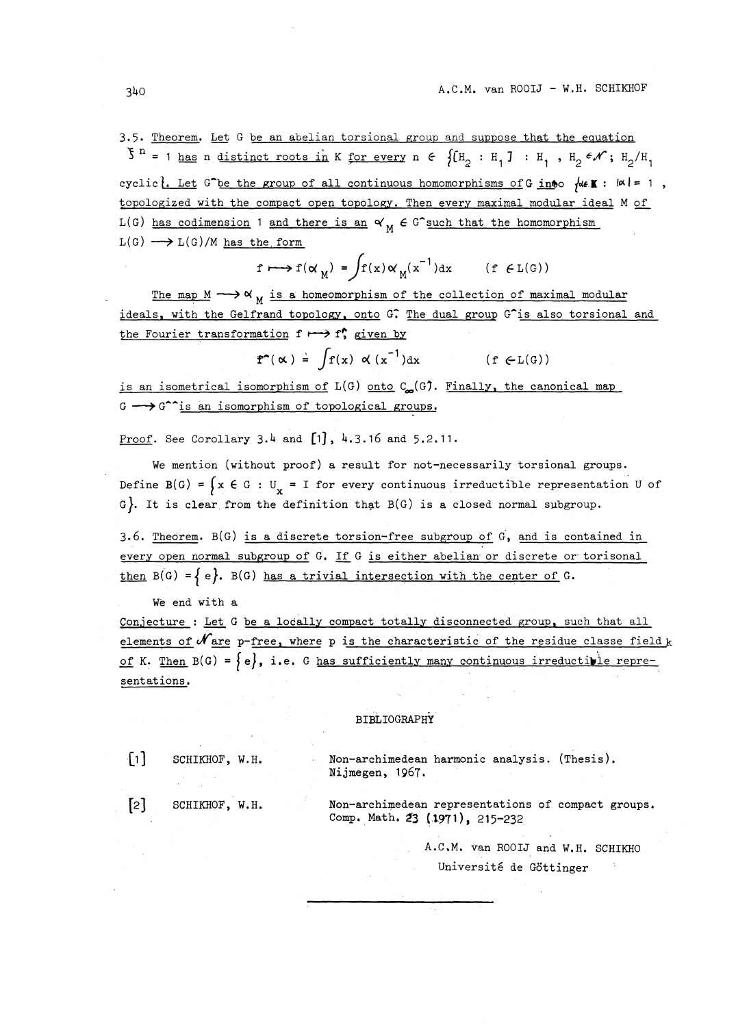3.5. Theorem. Let $G$ be an abelian torsional group and suppose that the equation $\xi^n = 1$ has $n$ distinct roots in $K$ for every $n \in \{[H_2 : H_1] : H_1, H_2 \in \mathcal{N};\ H_2/H_1$ cyclic$\}$. Let $G^\wedge$ be the group of all continuous homomorphisms of $G$ into $\{\alpha \in K : |\alpha| = 1\}$, topologized with the compact open topology. Then every maximal modular ideal $M$ of $L(G)$ has codimension 1 and there is an $\alpha_M \in G^\wedge$ such that the homomorphism $L(G) \longrightarrow L(G)/M$ has the form

$$f \longmapsto f(\alpha_M) = \int f(x)\alpha_M(x^{-1})dx \qquad (f \in L(G))$$

The map $M \longrightarrow \alpha_M$ is a homeomorphism of the collection of maximal modular ideals, with the Gelfrand topology, onto $G^\wedge$. The dual group $G^\wedge$ is also torsional and the Fourier transformation $f \longmapsto f^\wedge$ given by

$$f^\wedge(\alpha) = \int f(x)\ \alpha(x^{-1})dx \qquad (f \in L(G))$$

is an isometrical isomorphism of $L(G)$ onto $C_\infty(G^\wedge)$. Finally, the canonical map $G \longrightarrow G^{\wedge\wedge}$ is an isomorphism of topological groups.

Proof. See Corollary 3.4 and [1], 4.3.16 and 5.2.11.

We mention (without proof) a result for not-necessarily torsional groups. Define $B(G) = \{x \in G : U_x = I$ for every continuous irreductible representation $U$ of $G\}$. It is clear from the definition that $B(G)$ is a closed normal subgroup.

3.6. Theorem. $B(G)$ is a discrete torsion-free subgroup of $G$, and is contained in every open normal subgroup of $G$. If $G$ is either abelian or discrete or torisonal then $B(G) = \{e\}$. $B(G)$ has a trivial intersection with the center of $G$.

We end with a

Conjecture : Let $G$ be a locally compact totally disconnected group, such that all elements of $\mathcal{N}$ are p-free, where $p$ is the characteristic of the residue classe field $k$ of $K$. Then $B(G) = \{e\}$, i.e. $G$ has sufficiently many continuous irreductible representations.

## BIBLIOGRAPHY

[1] SCHIKHOF, W.H. Non-archimedean harmonic analysis. (Thesis). Nijmegen, 1967.

[2] SCHIKHOF, W.H. Non-archimedean representations of compact groups. Comp. Math. 23 (1971), 215-232

A.C.M. van ROOIJ and W.H. SCHIKHO
Université de Göttinger